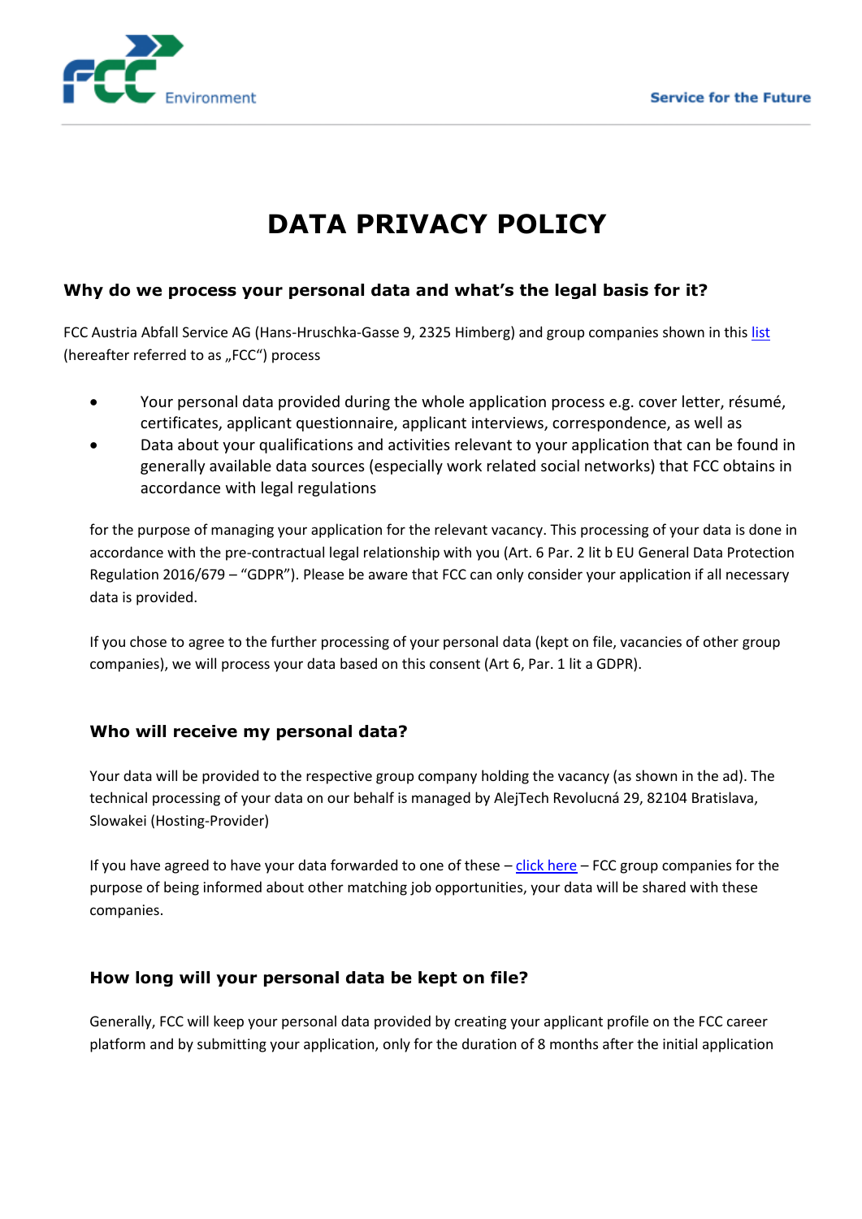# DATA PRIVACY POLICY

## Why do we process your personal data and what's the legal basis for it?

FCC Austria Abfall Service AG (Hans-Hruschka-Gasse 9, 2325 Himberg) and group companies shown in this list (hereafter referred to as „FCC") process

- Your personal data provided during the whole application process e.g. cover letter, résumé, certificates, applicant questionnaire, applicant interviews, correspondence, as well as
- Data about your qualifications and activities relevant to your application that can be found in generally available data sources (especially work related social networks) that FCC obtains in accordance with legal regulations

for the purpose of managing your application for the relevant vacancy. This processing of your data is done in accordance with the pre-contractual legal relationship with you (Art. 6 Par. 2 lit b EU General Data Protection Regulation 2016/679 – "GDPR"). Please be aware that FCC can only consider your application if all necessary data is provided.

If you chose to agree to the further processing of your personal data (kept on file, vacancies of other group companies), we will process your data based on this consent (Art 6, Par. 1 lit a GDPR).

## Who will receive my personal data?

Your data will be provided to the respective group company holding the vacancy (as shown in the ad). The technical processing of your data on our behalf is managed by AlejTech Revolucná 29, 82104 Bratislava, Slowakei (Hosting-Provider)

If you have agreed to have your data forwarded to one of these – click here – FCC group companies for the purpose of being informed about other matching job opportunities, your data will be shared with these companies.

## How long will your personal data be kept on file?

Generally, FCC will keep your personal data provided by creating your applicant profile on the FCC career platform and by submitting your application, only for the duration of 8 months after the initial application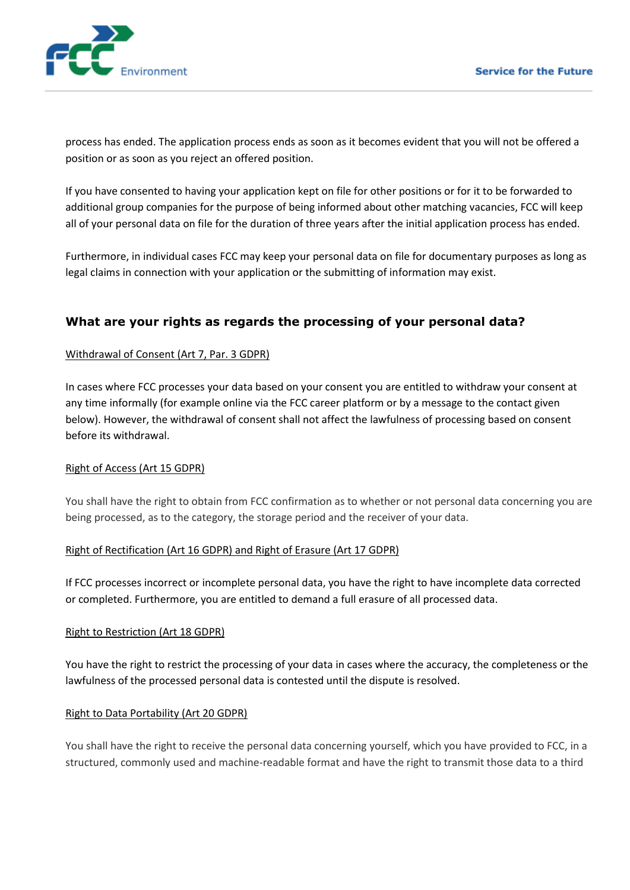process has ended. The application process ends as soon as it becomes evident that you will not be offered a position or as soon as you reject an offered position.

If you have consented to having your application kept on file for other positions or for it to be forwarded to additional group companies for the purpose of being informed about other matching vacancies, FCC will keep all of your personal data on file for the duration of three years after the initial application process has ended.

Furthermore, in individual cases FCC may keep your personal data on file for documentary purposes as long as legal claims in connection with your application or the submitting of information may exist.

## What are your rights as regards the processing of your personal data?

Withdrawal of Consent (Art 7, Par. 3 GDPR)

In cases where FCC processes your data based on your consent you are entitled to withdraw your consent at any time informally (for example online via the FCC career platform or by a message to the contact given below). However, the withdrawal of consent shall not affect the lawfulness of processing based on consent before its withdrawal.

Right of Access (Art 15 GDPR)

You shall have the right to obtain from FCC confirmation as to whether or not personal data concerning you are being processed, as to the category, the storage period and the receiver of your data.

Right of Rectification (Art 16 GDPR) and Right of Erasure (Art 17 GDPR)

If FCC processes incorrect or incomplete personal data, you have the right to have incomplete data corrected or completed. Furthermore, you are entitled to demand a full erasure of all processed data.

Right to Restriction (Art 18 GDPR)

You have the right to restrict the processing of your data in cases where the accuracy, the completeness or the lawfulness of the processed personal data is contested until the dispute is resolved.

Right to Data Portability (Art 20 GDPR)

You shall have the right to receive the personal data concerning yourself, which you have provided to FCC, in a structured, commonly used and machine-readable format and have the right to transmit those data to a third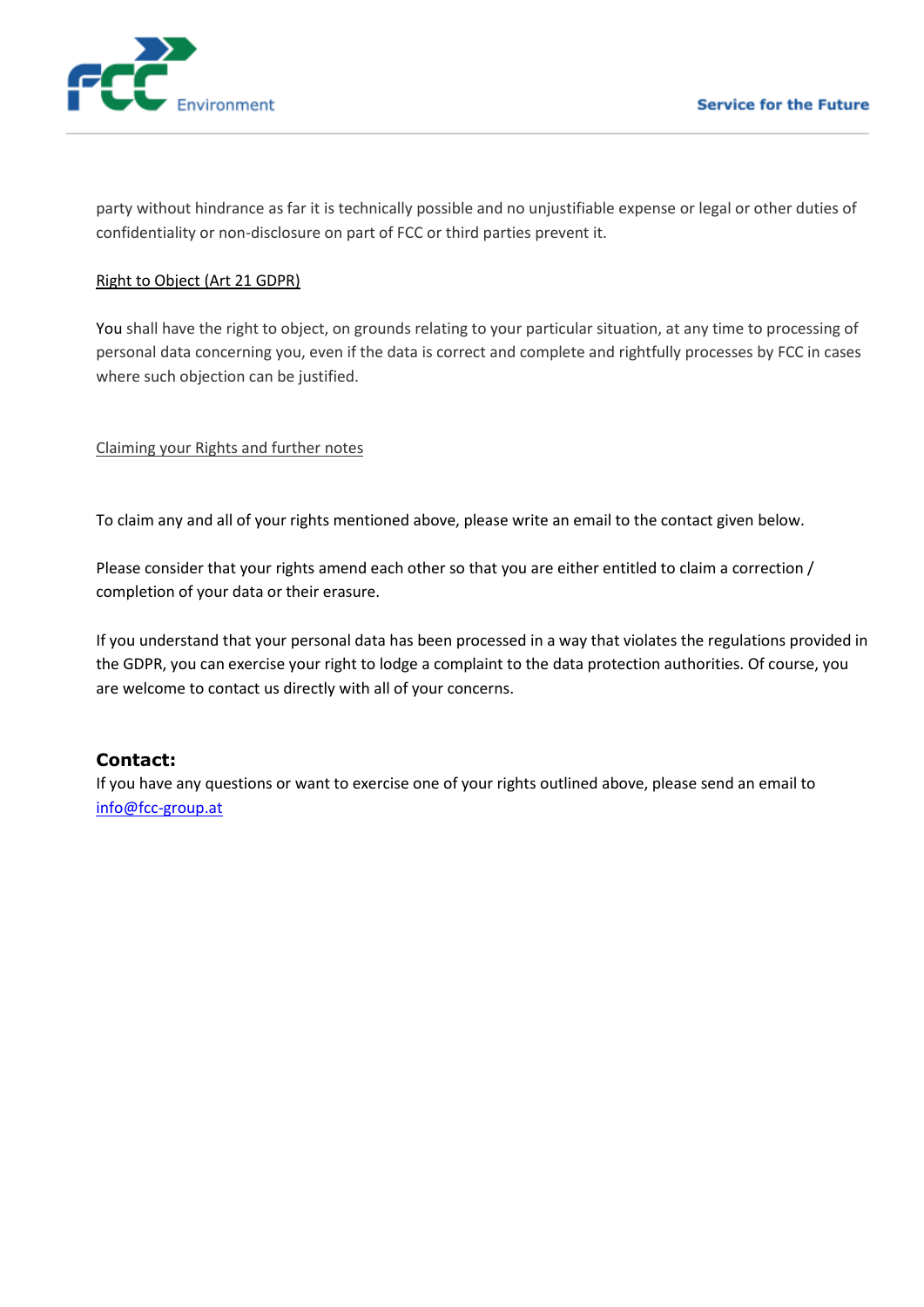party without hindrance as far it is technically possible and no unjustifiable expense or legal or other duties of confidentiality or non-disclosure on part of FCC or third parties prevent it.

Right to Object (Art 21 GDPR)

You shall have the right to object, on grounds relating to your particular situation, at any time to processing of personal data concerning you, even if the data is correct and complete and rightfully processes by FCC in cases where such objection can be justified.

Claiming your Rights and further notes

To claim any and all of your rights mentioned above, please write an email to the contact given below.

Please consider that your rights amend each other so that you are either entitled to claim a correction / completion of your data or their erasure.

If you understand that your personal data has been processed in a way that violates the regulations provided in the GDPR, you can exercise your right to lodge a complaint to the data protection authorities. Of course, you are welcome to contact us directly with all of your concerns.

### Contact:

If you have any questions or want to exercise one of your rights outlined above, please send an email to info@fcc-group.at